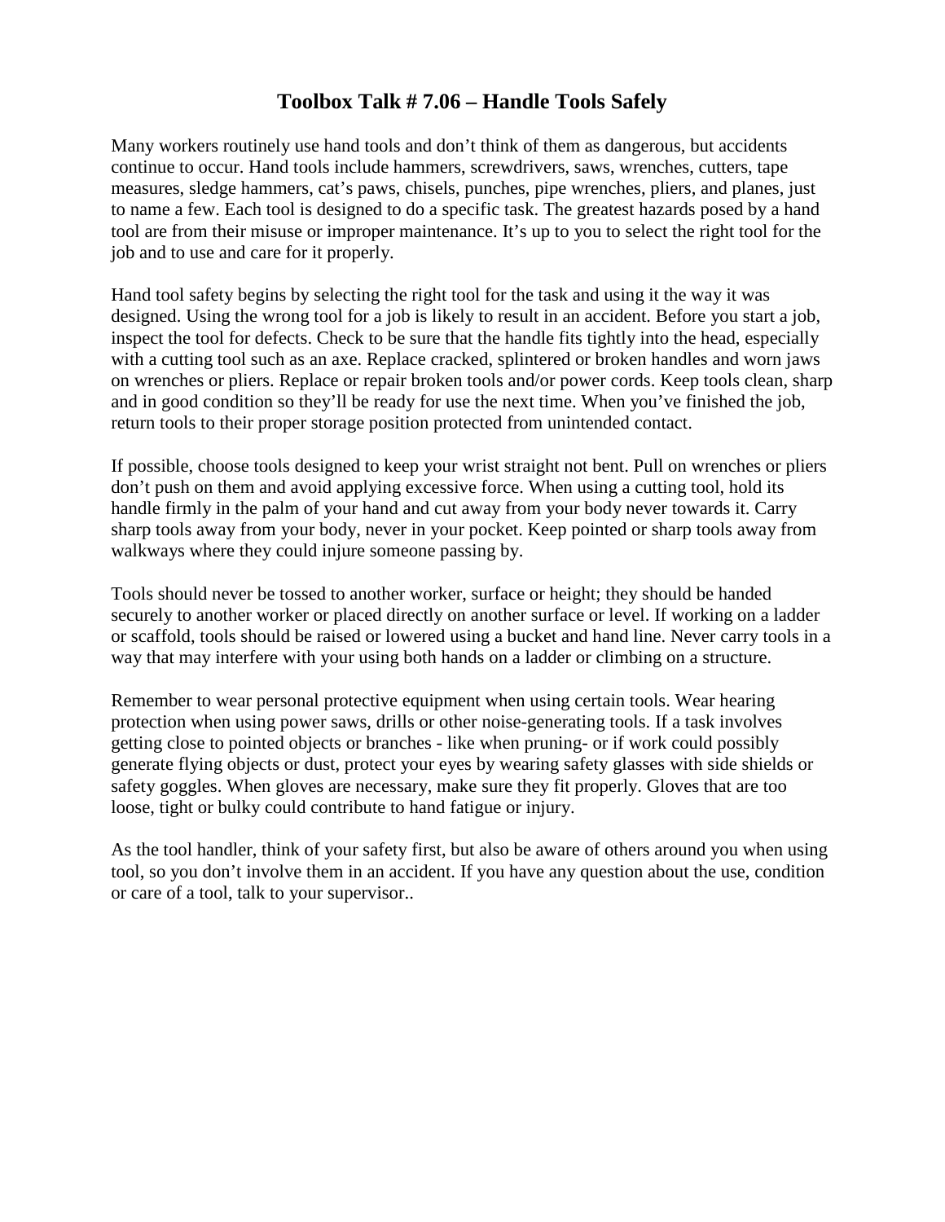# Toolbox Talk # 7.06 – Handle Tools Safely

Many workers routinely use hand tools and don't think of them as dangerous, but accidents continue to occur. Hand tools include hammers, screwdrivers, saws, wrenches, cutters, tape measures, sledge hammers, cat's paws, chisels, punches, pipe wrenches, pliers, and planes, just to name a few. Each tool is designed to do a specific task. The greatest hazards posed by a hand tool are from their misuse or improper maintenance. It's up to you to select the right tool for the job and to use and care for it properly.

Hand tool safety begins by selecting the right tool for the task and using it the way it was designed. Using the wrong tool for a job is likely to result in an accident. Before you start a job, inspect the tool for defects. Check to be sure that the handle fits tightly into the head, especially with a cutting tool such as an axe. Replace cracked, splintered or broken handles and worn jaws on wrenches or pliers. Replace or repair broken tools and/or power cords. Keep tools clean, sharp and in good condition so they'll be ready for use the next time. When you've finished the job, return tools to their proper storage position protected from unintended contact.

If possible, choose tools designed to keep your wrist straight not bent. Pull on wrenches or pliers don't push on them and avoid applying excessive force. When using a cutting tool, hold its handle firmly in the palm of your hand and cut away from your body never towards it. Carry sharp tools away from your body, never in your pocket. Keep pointed or sharp tools away from walkways where they could injure someone passing by.

Tools should never be tossed to another worker, surface or height; they should be handed securely to another worker or placed directly on another surface or level. If working on a ladder or scaffold, tools should be raised or lowered using a bucket and hand line. Never carry tools in a way that may interfere with your using both hands on a ladder or climbing on a structure.

Remember to wear personal protective equipment when using certain tools. Wear hearing protection when using power saws, drills or other noise-generating tools. If a task involves getting close to pointed objects or branches - like when pruning- or if work could possibly generate flying objects or dust, protect your eyes by wearing safety glasses with side shields or safety goggles. When gloves are necessary, make sure they fit properly. Gloves that are too loose, tight or bulky could contribute to hand fatigue or injury.

As the tool handler, think of your safety first, but also be aware of others around you when using tool, so you don't involve them in an accident. If you have any question about the use, condition or care of a tool, talk to your supervisor..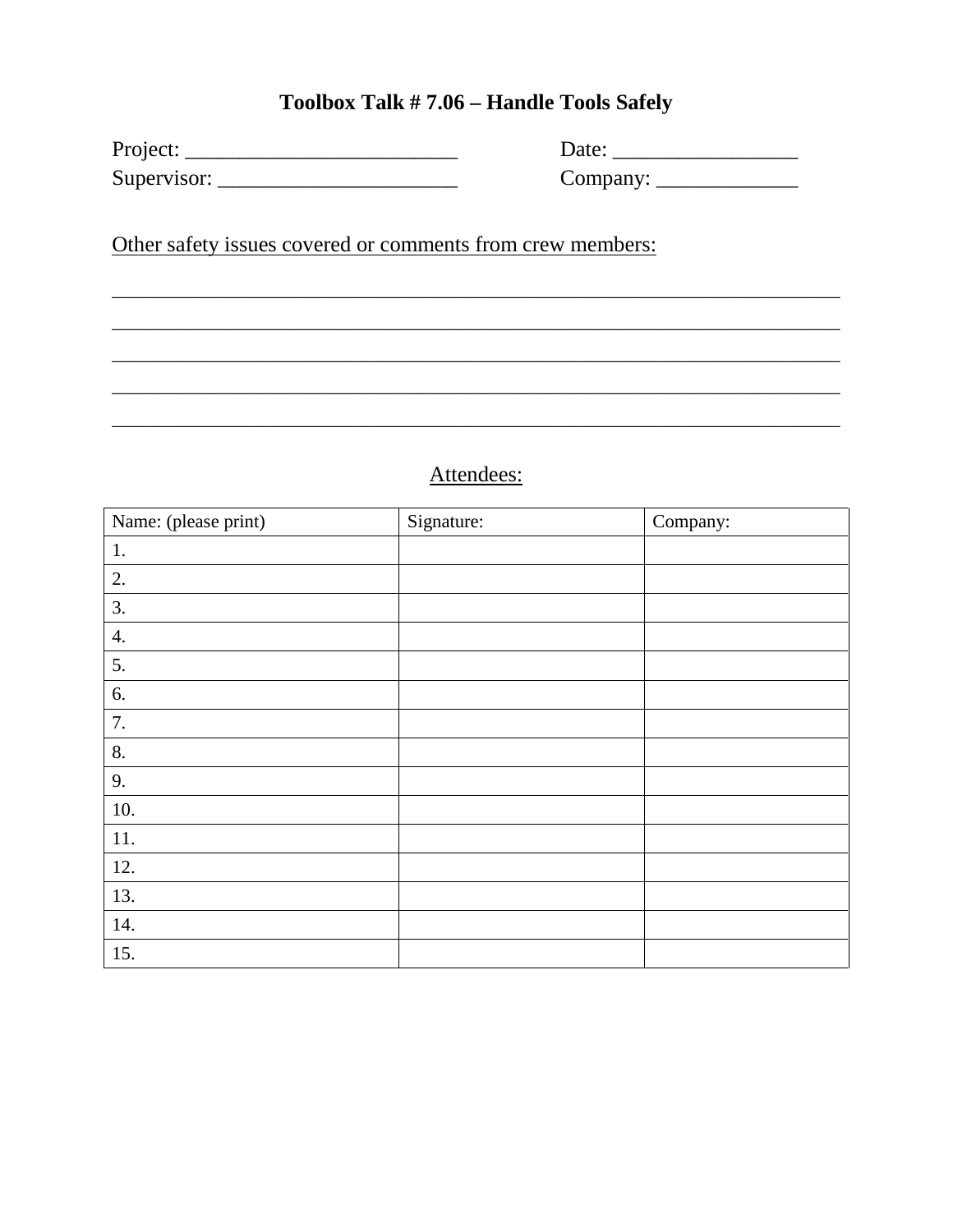## Toolbox Talk # 7.06 – Handle Tools Safely

Project: _________________________ Date: _________________

Supervisor: ______________________ Company: _____________

Other safety issues covered or comments from crew members:

_____________________________________________________________________

_____________________________________________________________________

_____________________________________________________________________

_____________________________________________________________________

_____________________________________________________________________

Attendees:

| Name: (please print) | Signature: | Company: |
|---|---|---|
| 1. | | |
| 2. | | |
| 3. | | |
| 4. | | |
| 5. | | |
| 6. | | |
| 7. | | |
| 8. | | |
| 9. | | |
| 10. | | |
| 11. | | |
| 12. | | |
| 13. | | |
| 14. | | |
| 15. | | |